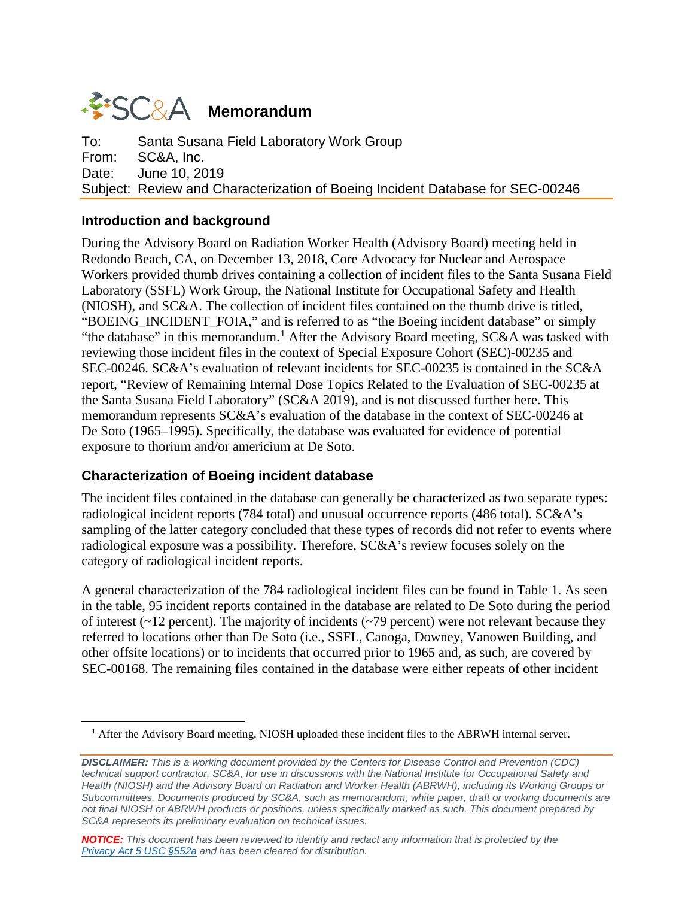# Memorandum

To: Santa Susana Field Laboratory Work Group
From: SC&A, Inc.
Date: June 10, 2019
Subject: Review and Characterization of Boeing Incident Database for SEC-00246

## Introduction and background

During the Advisory Board on Radiation Worker Health (Advisory Board) meeting held in Redondo Beach, CA, on December 13, 2018, Core Advocacy for Nuclear and Aerospace Workers provided thumb drives containing a collection of incident files to the Santa Susana Field Laboratory (SSFL) Work Group, the National Institute for Occupational Safety and Health (NIOSH), and SC&A. The collection of incident files contained on the thumb drive is titled, "BOEING_INCIDENT_FOIA," and is referred to as "the Boeing incident database" or simply "the database" in this memorandum.[1] After the Advisory Board meeting, SC&A was tasked with reviewing those incident files in the context of Special Exposure Cohort (SEC)-00235 and SEC-00246. SC&A's evaluation of relevant incidents for SEC-00235 is contained in the SC&A report, "Review of Remaining Internal Dose Topics Related to the Evaluation of SEC-00235 at the Santa Susana Field Laboratory" (SC&A 2019), and is not discussed further here. This memorandum represents SC&A's evaluation of the database in the context of SEC-00246 at De Soto (1965–1995). Specifically, the database was evaluated for evidence of potential exposure to thorium and/or americium at De Soto.

## Characterization of Boeing incident database

The incident files contained in the database can generally be characterized as two separate types: radiological incident reports (784 total) and unusual occurrence reports (486 total). SC&A's sampling of the latter category concluded that these types of records did not refer to events where radiological exposure was a possibility. Therefore, SC&A's review focuses solely on the category of radiological incident reports.

A general characterization of the 784 radiological incident files can be found in Table 1. As seen in the table, 95 incident reports contained in the database are related to De Soto during the period of interest (~12 percent). The majority of incidents (~79 percent) were not relevant because they referred to locations other than De Soto (i.e., SSFL, Canoga, Downey, Vanowen Building, and other offsite locations) or to incidents that occurred prior to 1965 and, as such, are covered by SEC-00168. The remaining files contained in the database were either repeats of other incident

[1] After the Advisory Board meeting, NIOSH uploaded these incident files to the ABRWH internal server.

*__DISCLAIMER:__ This is a working document provided by the Centers for Disease Control and Prevention (CDC) technical support contractor, SC&A, for use in discussions with the National Institute for Occupational Safety and Health (NIOSH) and the Advisory Board on Radiation and Worker Health (ABRWH), including its Working Groups or Subcommittees. Documents produced by SC&A, such as memorandum, white paper, draft or working documents are not final NIOSH or ABRWH products or positions, unless specifically marked as such. This document prepared by SC&A represents its preliminary evaluation on technical issues.*

*__NOTICE:__ This document has been reviewed to identify and redact any information that is protected by the Privacy Act 5 USC §552a and has been cleared for distribution.*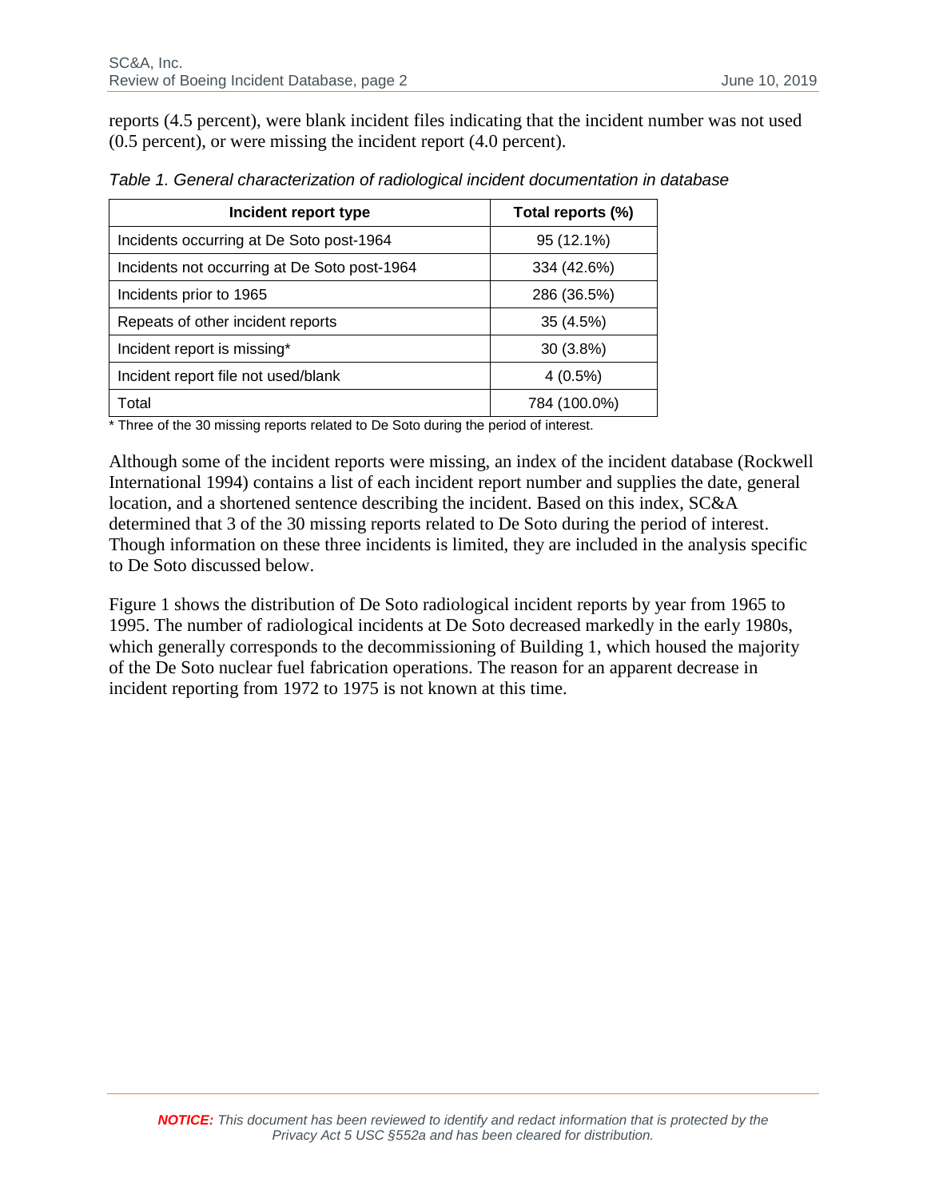reports (4.5 percent), were blank incident files indicating that the incident number was not used (0.5 percent), or were missing the incident report (4.0 percent).

*Table 1. General characterization of radiological incident documentation in database*

| Incident report type | Total reports (%) |
|---|---|
| Incidents occurring at De Soto post-1964 | 95 (12.1%) |
| Incidents not occurring at De Soto post-1964 | 334 (42.6%) |
| Incidents prior to 1965 | 286 (36.5%) |
| Repeats of other incident reports | 35 (4.5%) |
| Incident report is missing* | 30 (3.8%) |
| Incident report file not used/blank | 4 (0.5%) |
| Total | 784 (100.0%) |

\* Three of the 30 missing reports related to De Soto during the period of interest.

Although some of the incident reports were missing, an index of the incident database (Rockwell International 1994) contains a list of each incident report number and supplies the date, general location, and a shortened sentence describing the incident. Based on this index, SC&A determined that 3 of the 30 missing reports related to De Soto during the period of interest. Though information on these three incidents is limited, they are included in the analysis specific to De Soto discussed below.

Figure 1 shows the distribution of De Soto radiological incident reports by year from 1965 to 1995. The number of radiological incidents at De Soto decreased markedly in the early 1980s, which generally corresponds to the decommissioning of Building 1, which housed the majority of the De Soto nuclear fuel fabrication operations. The reason for an apparent decrease in incident reporting from 1972 to 1975 is not known at this time.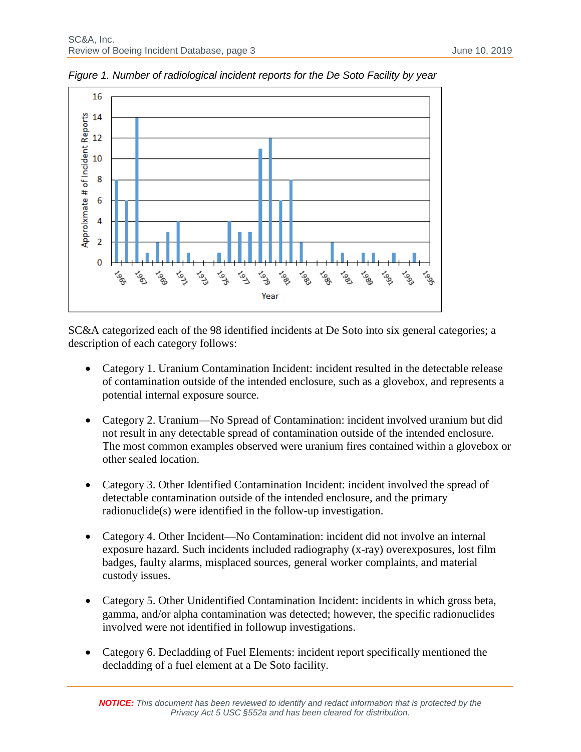*Figure 1. Number of radiological incident reports for the De Soto Facility by year*

SC&A categorized each of the 98 identified incidents at De Soto into six general categories; a description of each category follows:

- Category 1. Uranium Contamination Incident: incident resulted in the detectable release of contamination outside of the intended enclosure, such as a glovebox, and represents a potential internal exposure source.
- Category 2. Uranium—No Spread of Contamination: incident involved uranium but did not result in any detectable spread of contamination outside of the intended enclosure. The most common examples observed were uranium fires contained within a glovebox or other sealed location.
- Category 3. Other Identified Contamination Incident: incident involved the spread of detectable contamination outside of the intended enclosure, and the primary radionuclide(s) were identified in the follow-up investigation.
- Category 4. Other Incident—No Contamination: incident did not involve an internal exposure hazard. Such incidents included radiography (x-ray) overexposures, lost film badges, faulty alarms, misplaced sources, general worker complaints, and material custody issues.
- Category 5. Other Unidentified Contamination Incident: incidents in which gross beta, gamma, and/or alpha contamination was detected; however, the specific radionuclides involved were not identified in followup investigations.
- Category 6. Decladding of Fuel Elements: incident report specifically mentioned the decladding of a fuel element at a De Soto facility.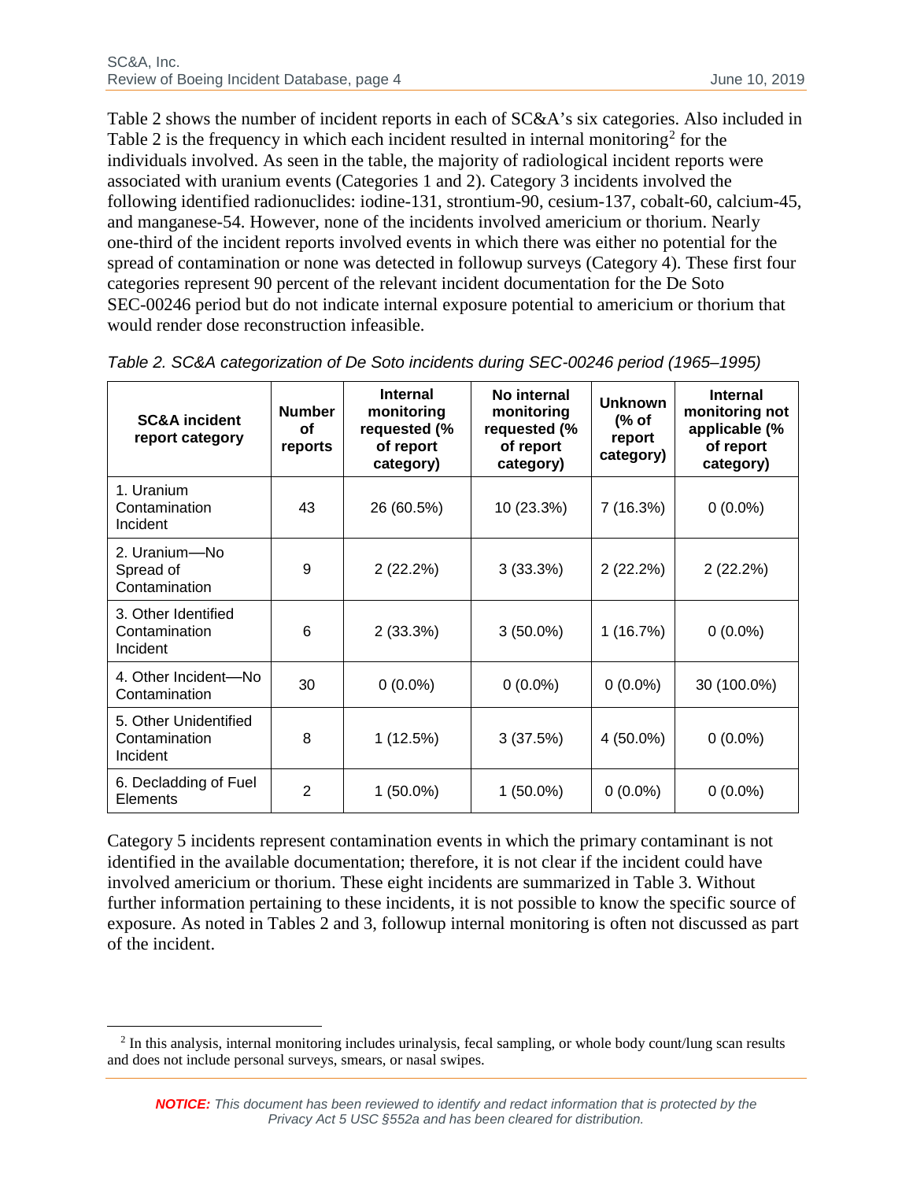Table 2 shows the number of incident reports in each of SC&A's six categories. Also included in Table 2 is the frequency in which each incident resulted in internal monitoring[2] for the individuals involved. As seen in the table, the majority of radiological incident reports were associated with uranium events (Categories 1 and 2). Category 3 incidents involved the following identified radionuclides: iodine-131, strontium-90, cesium-137, cobalt-60, calcium-45, and manganese-54. However, none of the incidents involved americium or thorium. Nearly one-third of the incident reports involved events in which there was either no potential for the spread of contamination or none was detected in followup surveys (Category 4). These first four categories represent 90 percent of the relevant incident documentation for the De Soto SEC-00246 period but do not indicate internal exposure potential to americium or thorium that would render dose reconstruction infeasible.

*Table 2. SC&A categorization of De Soto incidents during SEC-00246 period (1965–1995)*

| SC&A incident report category | Number of reports | Internal monitoring requested (% of report category) | No internal monitoring requested (% of report category) | Unknown (% of report category) | Internal monitoring not applicable (% of report category) |
|---|---|---|---|---|---|
| 1. Uranium Contamination Incident | 43 | 26 (60.5%) | 10 (23.3%) | 7 (16.3%) | 0 (0.0%) |
| 2. Uranium—No Spread of Contamination | 9 | 2 (22.2%) | 3 (33.3%) | 2 (22.2%) | 2 (22.2%) |
| 3. Other Identified Contamination Incident | 6 | 2 (33.3%) | 3 (50.0%) | 1 (16.7%) | 0 (0.0%) |
| 4. Other Incident—No Contamination | 30 | 0 (0.0%) | 0 (0.0%) | 0 (0.0%) | 30 (100.0%) |
| 5. Other Unidentified Contamination Incident | 8 | 1 (12.5%) | 3 (37.5%) | 4 (50.0%) | 0 (0.0%) |
| 6. Decladding of Fuel Elements | 2 | 1 (50.0%) | 1 (50.0%) | 0 (0.0%) | 0 (0.0%) |

Category 5 incidents represent contamination events in which the primary contaminant is not identified in the available documentation; therefore, it is not clear if the incident could have involved americium or thorium. These eight incidents are summarized in Table 3. Without further information pertaining to these incidents, it is not possible to know the specific source of exposure. As noted in Tables 2 and 3, followup internal monitoring is often not discussed as part of the incident.

[2] In this analysis, internal monitoring includes urinalysis, fecal sampling, or whole body count/lung scan results and does not include personal surveys, smears, or nasal swipes.

***NOTICE:*** *This document has been reviewed to identify and redact information that is protected by the Privacy Act 5 USC §552a and has been cleared for distribution.*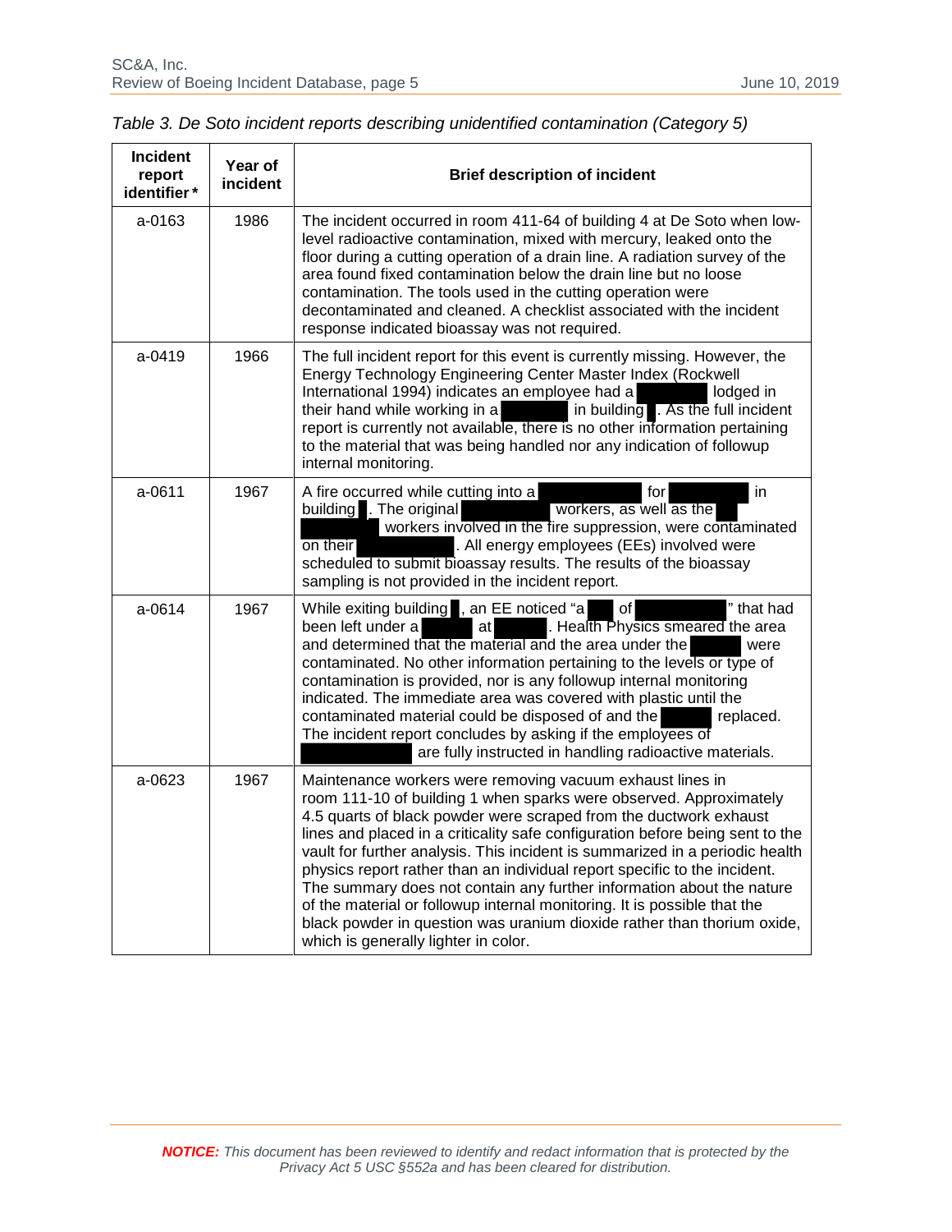*Table 3. De Soto incident reports describing unidentified contamination (Category 5)*

| Incident report identifier* | Year of incident | Brief description of incident |
|---|---|---|
| a-0163 | 1986 | The incident occurred in room 411-64 of building 4 at De Soto when low-level radioactive contamination, mixed with mercury, leaked onto the floor during a cutting operation of a drain line. A radiation survey of the area found fixed contamination below the drain line but no loose contamination. The tools used in the cutting operation were decontaminated and cleaned. A checklist associated with the incident response indicated bioassay was not required. |
| a-0419 | 1966 | The full incident report for this event is currently missing. However, the Energy Technology Engineering Center Master Index (Rockwell International 1994) indicates an employee had a ██████ lodged in their hand while working in a ██████ in building █. As the full incident report is currently not available, there is no other information pertaining to the material that was being handled nor any indication of followup internal monitoring. |
| a-0611 | 1967 | A fire occurred while cutting into a ██████ for ██████ in building █. The original ██████ workers, as well as the ██████ workers involved in the fire suppression, were contaminated on their ██████. All energy employees (EEs) involved were scheduled to submit bioassay results. The results of the bioassay sampling is not provided in the incident report. |
| a-0614 | 1967 | While exiting building █, an EE noticed "a ██ of ██████" that had been left under a ██████ at ██████. Health Physics smeared the area and determined that the material and the area under the ██████ were contaminated. No other information pertaining to the levels or type of contamination is provided, nor is any followup internal monitoring indicated. The immediate area was covered with plastic until the contaminated material could be disposed of and the ██████ replaced. The incident report concludes by asking if the employees of ██████ are fully instructed in handling radioactive materials. |
| a-0623 | 1967 | Maintenance workers were removing vacuum exhaust lines in room 111-10 of building 1 when sparks were observed. Approximately 4.5 quarts of black powder were scraped from the ductwork exhaust lines and placed in a criticality safe configuration before being sent to the vault for further analysis. This incident is summarized in a periodic health physics report rather than an individual report specific to the incident. The summary does not contain any further information about the nature of the material or followup internal monitoring. It is possible that the black powder in question was uranium dioxide rather than thorium oxide, which is generally lighter in color. |

***NOTICE:*** *This document has been reviewed to identify and redact information that is protected by the Privacy Act 5 USC §552a and has been cleared for distribution.*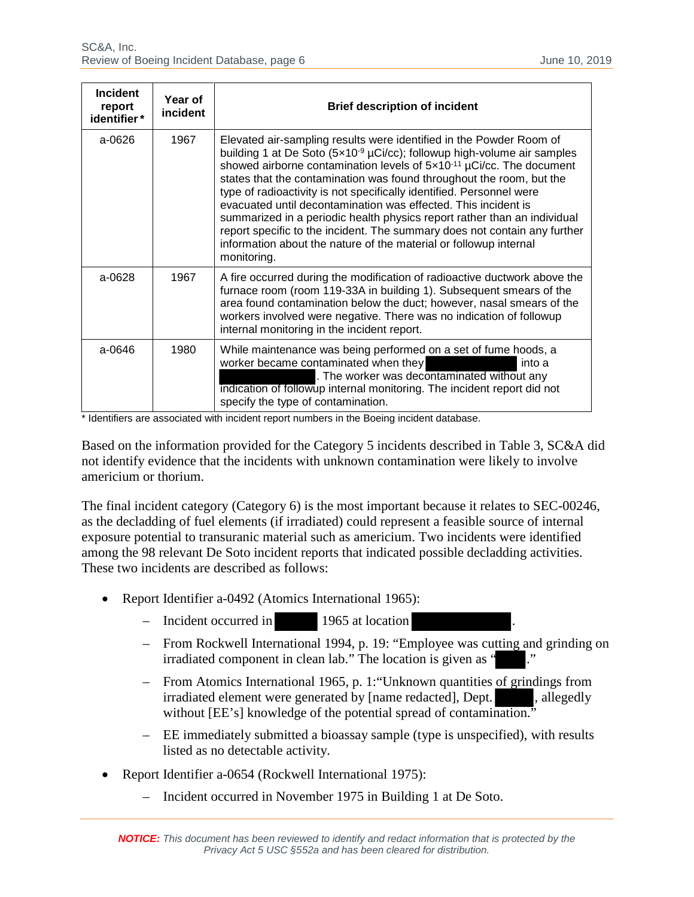| Incident report identifier* | Year of incident | Brief description of incident |
|---|---|---|
| a-0626 | 1967 | Elevated air-sampling results were identified in the Powder Room of building 1 at De Soto ($5 \times 10^{-9}$ μCi/cc); followup high-volume air samples showed airborne contamination levels of $5 \times 10^{-11}$ μCi/cc. The document states that the contamination was found throughout the room, but the type of radioactivity is not specifically identified. Personnel were evacuated until decontamination was effected. This incident is summarized in a periodic health physics report rather than an individual report specific to the incident. The summary does not contain any further information about the nature of the material or followup internal monitoring. |
| a-0628 | 1967 | A fire occurred during the modification of radioactive ductwork above the furnace room (room 119-33A in building 1). Subsequent smears of the area found contamination below the duct; however, nasal smears of the workers involved were negative. There was no indication of followup internal monitoring in the incident report. |
| a-0646 | 1980 | While maintenance was being performed on a set of fume hoods, a worker became contaminated when they [redacted] into a [redacted]. The worker was decontaminated without any indication of followup internal monitoring. The incident report did not specify the type of contamination. |

\* Identifiers are associated with incident report numbers in the Boeing incident database.

Based on the information provided for the Category 5 incidents described in Table 3, SC&A did not identify evidence that the incidents with unknown contamination were likely to involve americium or thorium.

The final incident category (Category 6) is the most important because it relates to SEC-00246, as the decladding of fuel elements (if irradiated) could represent a feasible source of internal exposure potential to transuranic material such as americium. Two incidents were identified among the 98 relevant De Soto incident reports that indicated possible decladding activities. These two incidents are described as follows:

- Report Identifier a-0492 (Atomics International 1965):
  - Incident occurred in [redacted] 1965 at location [redacted].
  - From Rockwell International 1994, p. 19: "Employee was cutting and grinding on irradiated component in clean lab." The location is given as "[redacted]."
  - From Atomics International 1965, p. 1:"Unknown quantities of grindings from irradiated element were generated by [name redacted], Dept. [redacted], allegedly without [EE's] knowledge of the potential spread of contamination."
  - EE immediately submitted a bioassay sample (type is unspecified), with results listed as no detectable activity.
- Report Identifier a-0654 (Rockwell International 1975):
  - Incident occurred in November 1975 in Building 1 at De Soto.

***NOTICE:*** *This document has been reviewed to identify and redact information that is protected by the Privacy Act 5 USC §552a and has been cleared for distribution.*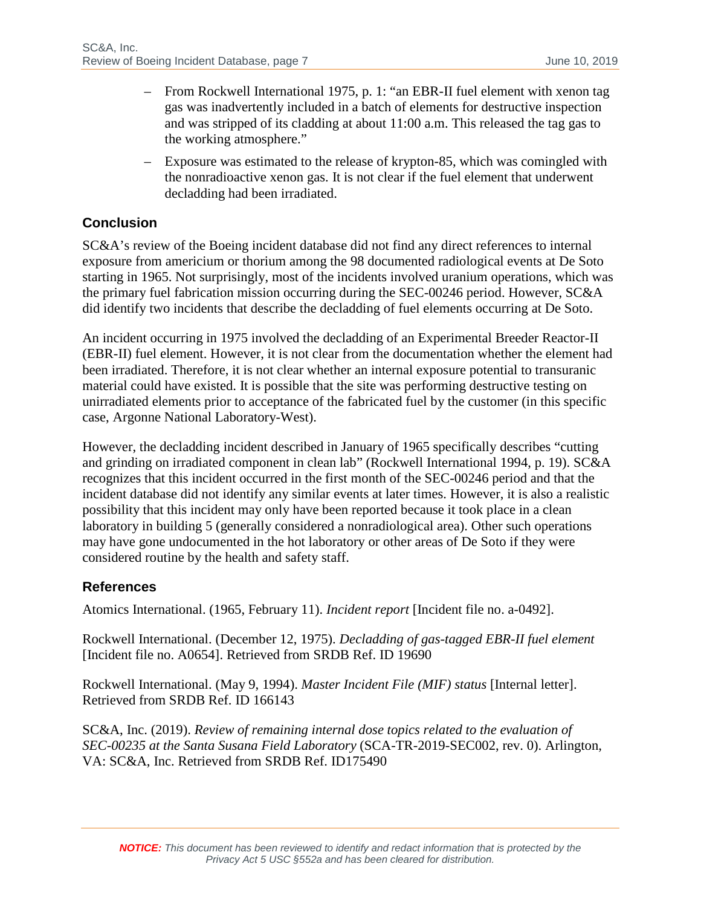- From Rockwell International 1975, p. 1: "an EBR-II fuel element with xenon tag gas was inadvertently included in a batch of elements for destructive inspection and was stripped of its cladding at about 11:00 a.m. This released the tag gas to the working atmosphere."
- Exposure was estimated to the release of krypton-85, which was comingled with the nonradioactive xenon gas. It is not clear if the fuel element that underwent decladding had been irradiated.

## Conclusion

SC&A's review of the Boeing incident database did not find any direct references to internal exposure from americium or thorium among the 98 documented radiological events at De Soto starting in 1965. Not surprisingly, most of the incidents involved uranium operations, which was the primary fuel fabrication mission occurring during the SEC-00246 period. However, SC&A did identify two incidents that describe the decladding of fuel elements occurring at De Soto.

An incident occurring in 1975 involved the decladding of an Experimental Breeder Reactor-II (EBR-II) fuel element. However, it is not clear from the documentation whether the element had been irradiated. Therefore, it is not clear whether an internal exposure potential to transuranic material could have existed. It is possible that the site was performing destructive testing on unirradiated elements prior to acceptance of the fabricated fuel by the customer (in this specific case, Argonne National Laboratory-West).

However, the decladding incident described in January of 1965 specifically describes "cutting and grinding on irradiated component in clean lab" (Rockwell International 1994, p. 19). SC&A recognizes that this incident occurred in the first month of the SEC-00246 period and that the incident database did not identify any similar events at later times. However, it is also a realistic possibility that this incident may only have been reported because it took place in a clean laboratory in building 5 (generally considered a nonradiological area). Other such operations may have gone undocumented in the hot laboratory or other areas of De Soto if they were considered routine by the health and safety staff.

## References

Atomics International. (1965, February 11). *Incident report* [Incident file no. a-0492].

Rockwell International. (December 12, 1975). *Decladding of gas-tagged EBR-II fuel element* [Incident file no. A0654]. Retrieved from SRDB Ref. ID 19690

Rockwell International. (May 9, 1994). *Master Incident File (MIF) status* [Internal letter]. Retrieved from SRDB Ref. ID 166143

SC&A, Inc. (2019). *Review of remaining internal dose topics related to the evaluation of SEC-00235 at the Santa Susana Field Laboratory* (SCA-TR-2019-SEC002, rev. 0). Arlington, VA: SC&A, Inc. Retrieved from SRDB Ref. ID175490